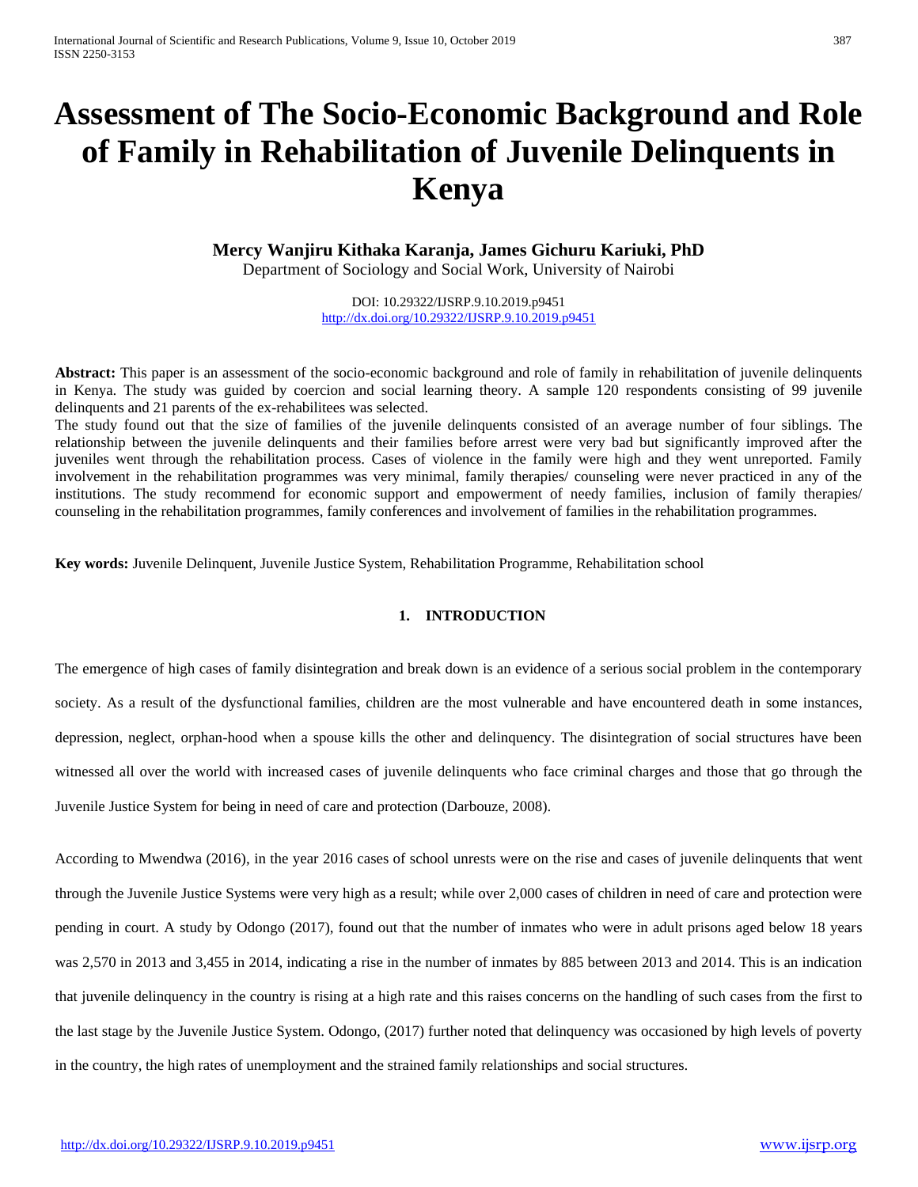# Assessment of The Socio-Economic Background and Role of Family in Rehabilitation of Juvenile Delinquents in Kenya

**Mercy Wanjiru Kithaka Karanja, James Gichuru Kariuki, PhD**

Department of Sociology and Social Work, University of Nairobi

DOI: 10.29322/IJSRP.9.10.2019.p9451
http://dx.doi.org/10.29322/IJSRP.9.10.2019.p9451

**Abstract:** This paper is an assessment of the socio-economic background and role of family in rehabilitation of juvenile delinquents in Kenya. The study was guided by coercion and social learning theory. A sample 120 respondents consisting of 99 juvenile delinquents and 21 parents of the ex-rehabilitees was selected.

The study found out that the size of families of the juvenile delinquents consisted of an average number of four siblings. The relationship between the juvenile delinquents and their families before arrest were very bad but significantly improved after the juveniles went through the rehabilitation process. Cases of violence in the family were high and they went unreported. Family involvement in the rehabilitation programmes was very minimal, family therapies/ counseling were never practiced in any of the institutions. The study recommend for economic support and empowerment of needy families, inclusion of family therapies/ counseling in the rehabilitation programmes, family conferences and involvement of families in the rehabilitation programmes.

**Key words:** Juvenile Delinquent, Juvenile Justice System, Rehabilitation Programme, Rehabilitation school

## 1. INTRODUCTION

The emergence of high cases of family disintegration and break down is an evidence of a serious social problem in the contemporary society. As a result of the dysfunctional families, children are the most vulnerable and have encountered death in some instances, depression, neglect, orphan-hood when a spouse kills the other and delinquency. The disintegration of social structures have been witnessed all over the world with increased cases of juvenile delinquents who face criminal charges and those that go through the Juvenile Justice System for being in need of care and protection (Darbouze, 2008).

According to Mwendwa (2016), in the year 2016 cases of school unrests were on the rise and cases of juvenile delinquents that went through the Juvenile Justice Systems were very high as a result; while over 2,000 cases of children in need of care and protection were pending in court. A study by Odongo (2017), found out that the number of inmates who were in adult prisons aged below 18 years was 2,570 in 2013 and 3,455 in 2014, indicating a rise in the number of inmates by 885 between 2013 and 2014. This is an indication that juvenile delinquency in the country is rising at a high rate and this raises concerns on the handling of such cases from the first to the last stage by the Juvenile Justice System. Odongo, (2017) further noted that delinquency was occasioned by high levels of poverty in the country, the high rates of unemployment and the strained family relationships and social structures.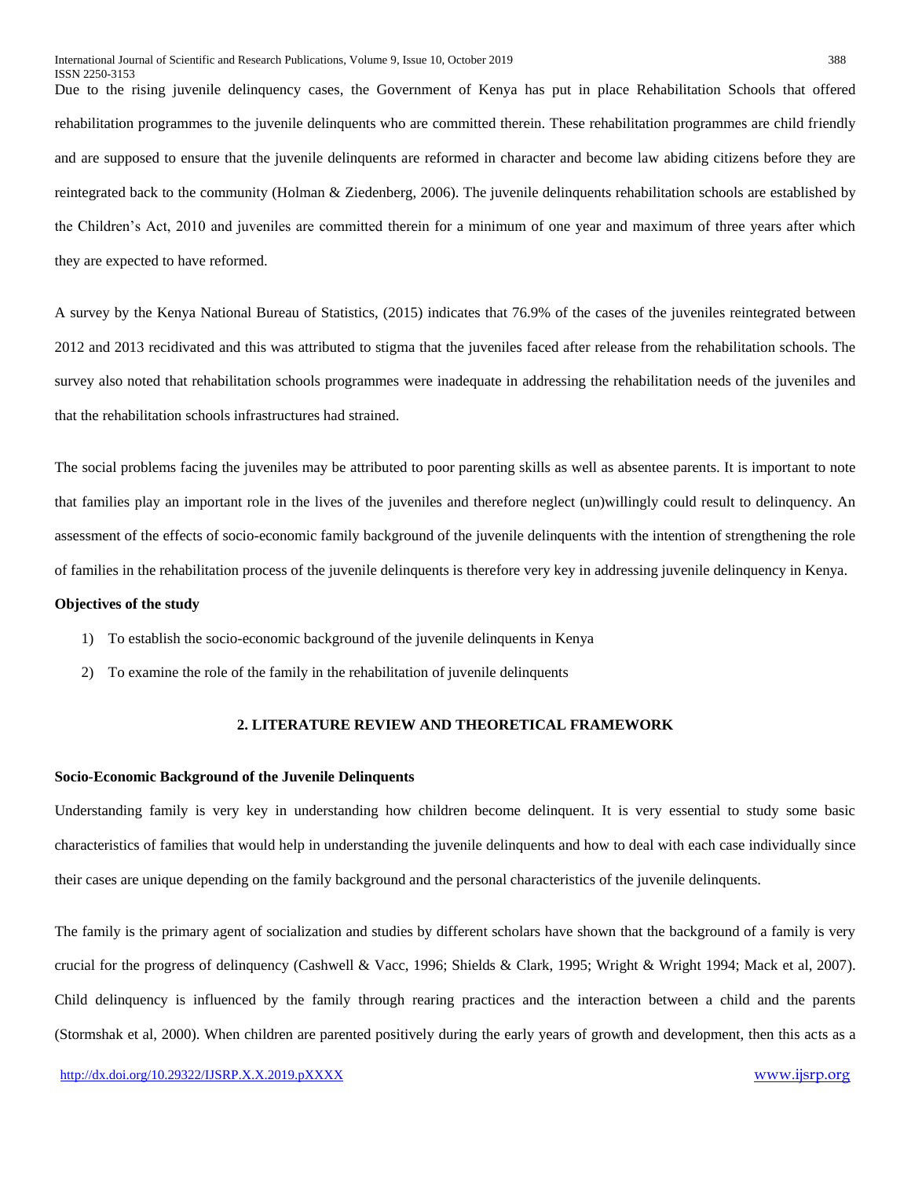Due to the rising juvenile delinquency cases, the Government of Kenya has put in place Rehabilitation Schools that offered rehabilitation programmes to the juvenile delinquents who are committed therein. These rehabilitation programmes are child friendly and are supposed to ensure that the juvenile delinquents are reformed in character and become law abiding citizens before they are reintegrated back to the community (Holman & Ziedenberg, 2006). The juvenile delinquents rehabilitation schools are established by the Children's Act, 2010 and juveniles are committed therein for a minimum of one year and maximum of three years after which they are expected to have reformed.

A survey by the Kenya National Bureau of Statistics, (2015) indicates that 76.9% of the cases of the juveniles reintegrated between 2012 and 2013 recidivated and this was attributed to stigma that the juveniles faced after release from the rehabilitation schools. The survey also noted that rehabilitation schools programmes were inadequate in addressing the rehabilitation needs of the juveniles and that the rehabilitation schools infrastructures had strained.

The social problems facing the juveniles may be attributed to poor parenting skills as well as absentee parents. It is important to note that families play an important role in the lives of the juveniles and therefore neglect (un)willingly could result to delinquency. An assessment of the effects of socio-economic family background of the juvenile delinquents with the intention of strengthening the role of families in the rehabilitation process of the juvenile delinquents is therefore very key in addressing juvenile delinquency in Kenya.

**Objectives of the study**

1) To establish the socio-economic background of the juvenile delinquents in Kenya
2) To examine the role of the family in the rehabilitation of juvenile delinquents

## 2. LITERATURE REVIEW AND THEORETICAL FRAMEWORK

**Socio-Economic Background of the Juvenile Delinquents**

Understanding family is very key in understanding how children become delinquent. It is very essential to study some basic characteristics of families that would help in understanding the juvenile delinquents and how to deal with each case individually since their cases are unique depending on the family background and the personal characteristics of the juvenile delinquents.

The family is the primary agent of socialization and studies by different scholars have shown that the background of a family is very crucial for the progress of delinquency (Cashwell & Vacc, 1996; Shields & Clark, 1995; Wright & Wright 1994; Mack et al, 2007). Child delinquency is influenced by the family through rearing practices and the interaction between a child and the parents (Stormshak et al, 2000). When children are parented positively during the early years of growth and development, then this acts as a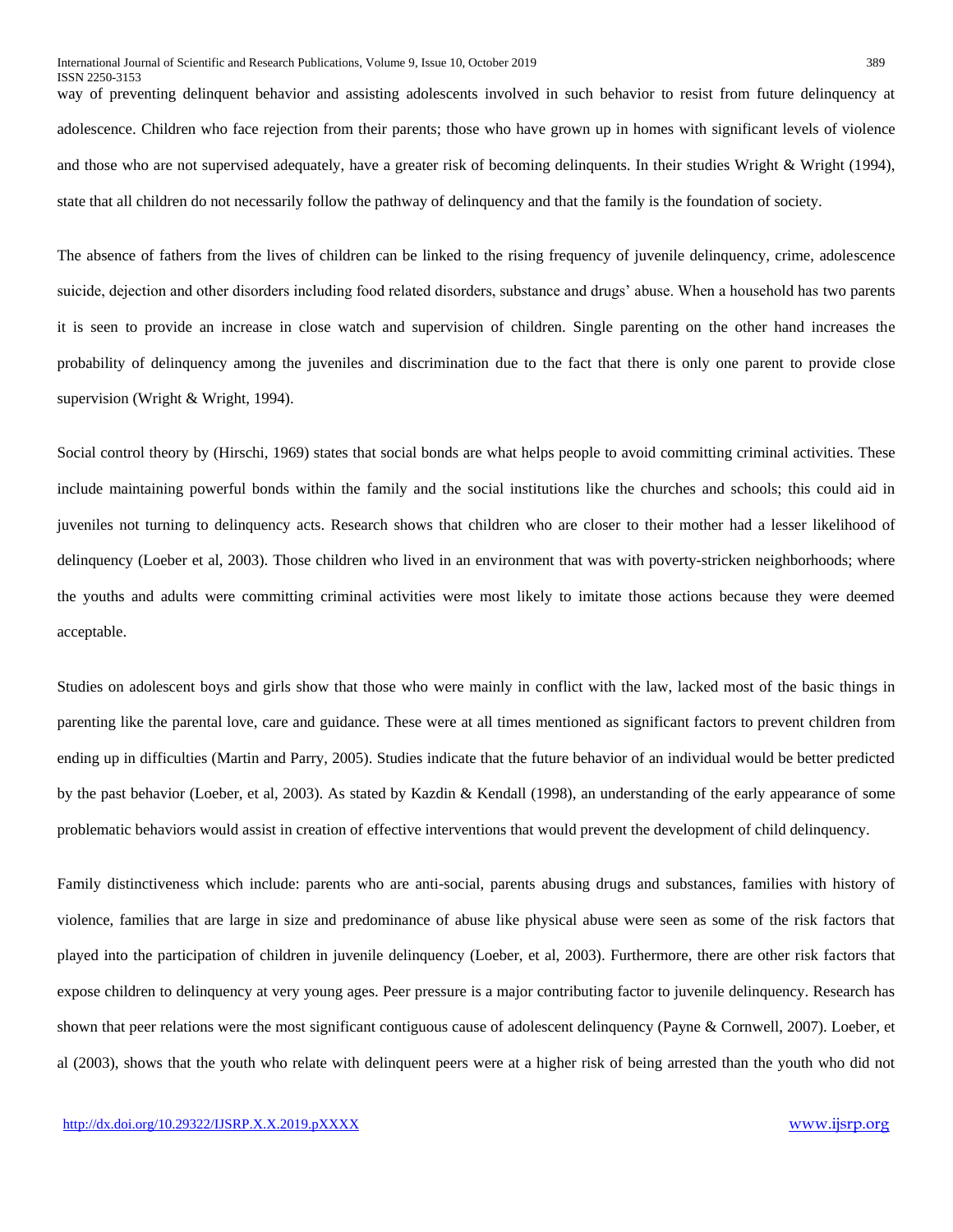way of preventing delinquent behavior and assisting adolescents involved in such behavior to resist from future delinquency at adolescence. Children who face rejection from their parents; those who have grown up in homes with significant levels of violence and those who are not supervised adequately, have a greater risk of becoming delinquents. In their studies Wright & Wright (1994), state that all children do not necessarily follow the pathway of delinquency and that the family is the foundation of society.

The absence of fathers from the lives of children can be linked to the rising frequency of juvenile delinquency, crime, adolescence suicide, dejection and other disorders including food related disorders, substance and drugs' abuse. When a household has two parents it is seen to provide an increase in close watch and supervision of children. Single parenting on the other hand increases the probability of delinquency among the juveniles and discrimination due to the fact that there is only one parent to provide close supervision (Wright & Wright, 1994).

Social control theory by (Hirschi, 1969) states that social bonds are what helps people to avoid committing criminal activities. These include maintaining powerful bonds within the family and the social institutions like the churches and schools; this could aid in juveniles not turning to delinquency acts. Research shows that children who are closer to their mother had a lesser likelihood of delinquency (Loeber et al, 2003). Those children who lived in an environment that was with poverty-stricken neighborhoods; where the youths and adults were committing criminal activities were most likely to imitate those actions because they were deemed acceptable.

Studies on adolescent boys and girls show that those who were mainly in conflict with the law, lacked most of the basic things in parenting like the parental love, care and guidance. These were at all times mentioned as significant factors to prevent children from ending up in difficulties (Martin and Parry, 2005). Studies indicate that the future behavior of an individual would be better predicted by the past behavior (Loeber, et al, 2003). As stated by Kazdin & Kendall (1998), an understanding of the early appearance of some problematic behaviors would assist in creation of effective interventions that would prevent the development of child delinquency.

Family distinctiveness which include: parents who are anti-social, parents abusing drugs and substances, families with history of violence, families that are large in size and predominance of abuse like physical abuse were seen as some of the risk factors that played into the participation of children in juvenile delinquency (Loeber, et al, 2003). Furthermore, there are other risk factors that expose children to delinquency at very young ages. Peer pressure is a major contributing factor to juvenile delinquency. Research has shown that peer relations were the most significant contiguous cause of adolescent delinquency (Payne & Cornwell, 2007). Loeber, et al (2003), shows that the youth who relate with delinquent peers were at a higher risk of being arrested than the youth who did not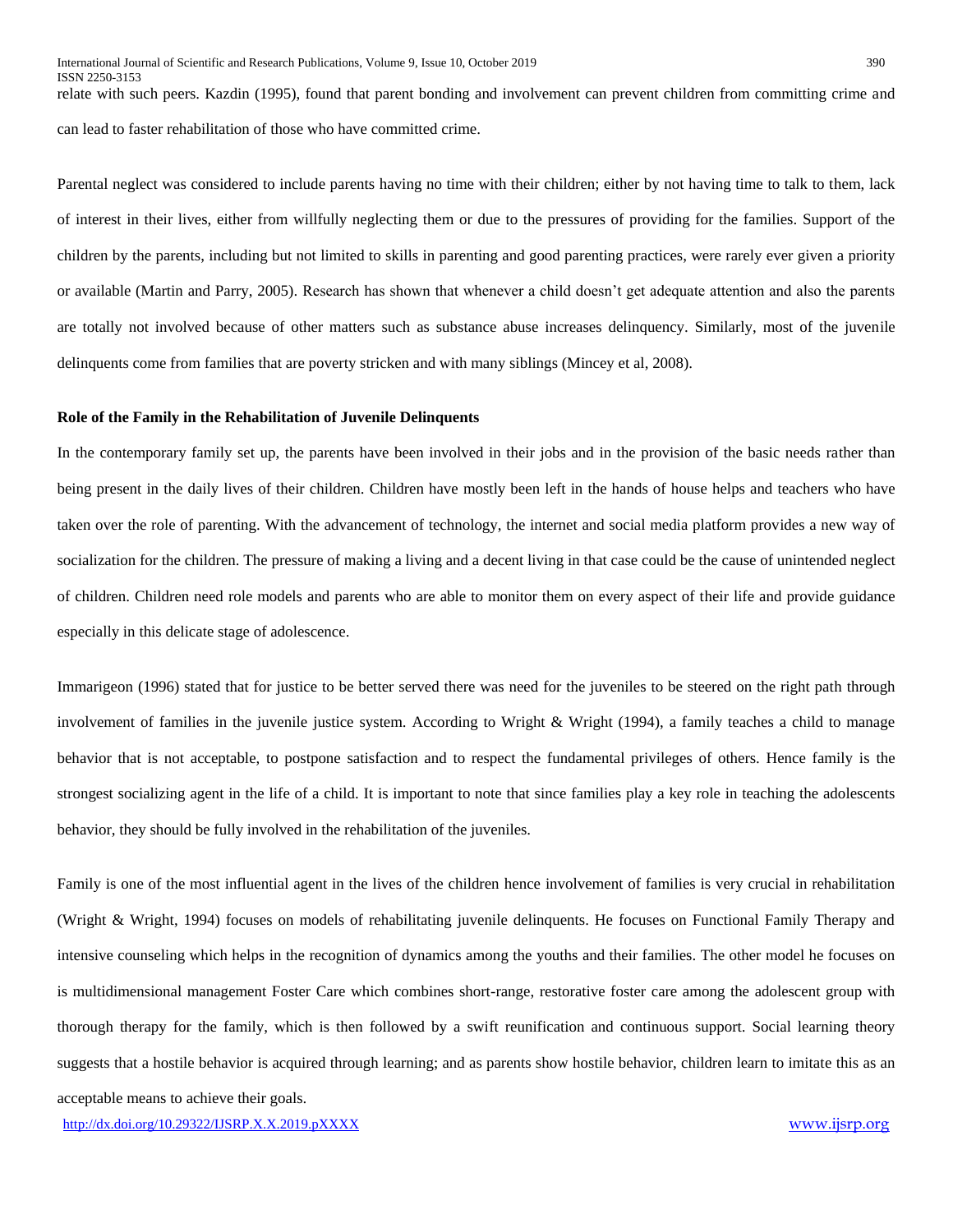relate with such peers. Kazdin (1995), found that parent bonding and involvement can prevent children from committing crime and can lead to faster rehabilitation of those who have committed crime.

Parental neglect was considered to include parents having no time with their children; either by not having time to talk to them, lack of interest in their lives, either from willfully neglecting them or due to the pressures of providing for the families. Support of the children by the parents, including but not limited to skills in parenting and good parenting practices, were rarely ever given a priority or available (Martin and Parry, 2005). Research has shown that whenever a child doesn't get adequate attention and also the parents are totally not involved because of other matters such as substance abuse increases delinquency. Similarly, most of the juvenile delinquents come from families that are poverty stricken and with many siblings (Mincey et al, 2008).

**Role of the Family in the Rehabilitation of Juvenile Delinquents**

In the contemporary family set up, the parents have been involved in their jobs and in the provision of the basic needs rather than being present in the daily lives of their children. Children have mostly been left in the hands of house helps and teachers who have taken over the role of parenting. With the advancement of technology, the internet and social media platform provides a new way of socialization for the children. The pressure of making a living and a decent living in that case could be the cause of unintended neglect of children. Children need role models and parents who are able to monitor them on every aspect of their life and provide guidance especially in this delicate stage of adolescence.

Immarigeon (1996) stated that for justice to be better served there was need for the juveniles to be steered on the right path through involvement of families in the juvenile justice system. According to Wright & Wright (1994), a family teaches a child to manage behavior that is not acceptable, to postpone satisfaction and to respect the fundamental privileges of others. Hence family is the strongest socializing agent in the life of a child. It is important to note that since families play a key role in teaching the adolescents behavior, they should be fully involved in the rehabilitation of the juveniles.

Family is one of the most influential agent in the lives of the children hence involvement of families is very crucial in rehabilitation (Wright & Wright, 1994) focuses on models of rehabilitating juvenile delinquents. He focuses on Functional Family Therapy and intensive counseling which helps in the recognition of dynamics among the youths and their families. The other model he focuses on is multidimensional management Foster Care which combines short-range, restorative foster care among the adolescent group with thorough therapy for the family, which is then followed by a swift reunification and continuous support. Social learning theory suggests that a hostile behavior is acquired through learning; and as parents show hostile behavior, children learn to imitate this as an acceptable means to achieve their goals.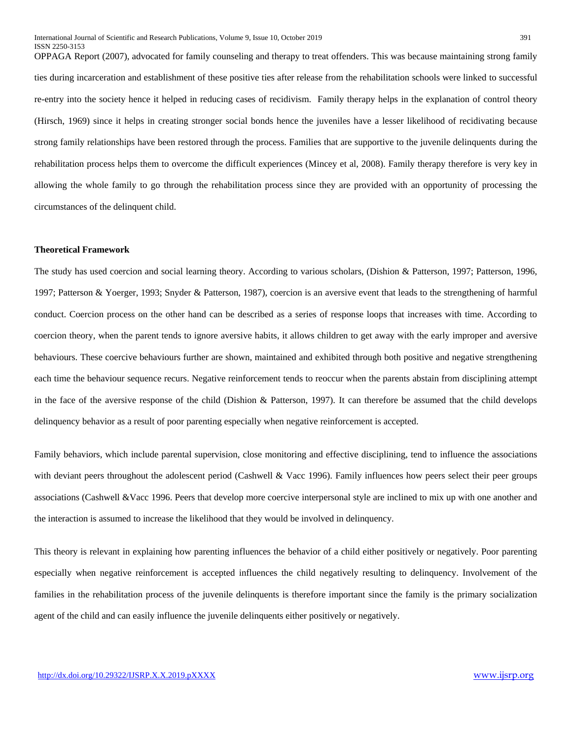OPPAGA Report (2007), advocated for family counseling and therapy to treat offenders. This was because maintaining strong family ties during incarceration and establishment of these positive ties after release from the rehabilitation schools were linked to successful re-entry into the society hence it helped in reducing cases of recidivism. Family therapy helps in the explanation of control theory (Hirsch, 1969) since it helps in creating stronger social bonds hence the juveniles have a lesser likelihood of recidivating because strong family relationships have been restored through the process. Families that are supportive to the juvenile delinquents during the rehabilitation process helps them to overcome the difficult experiences (Mincey et al, 2008). Family therapy therefore is very key in allowing the whole family to go through the rehabilitation process since they are provided with an opportunity of processing the circumstances of the delinquent child.

**Theoretical Framework**

The study has used coercion and social learning theory. According to various scholars, (Dishion & Patterson, 1997; Patterson, 1996, 1997; Patterson & Yoerger, 1993; Snyder & Patterson, 1987), coercion is an aversive event that leads to the strengthening of harmful conduct. Coercion process on the other hand can be described as a series of response loops that increases with time. According to coercion theory, when the parent tends to ignore aversive habits, it allows children to get away with the early improper and aversive behaviours. These coercive behaviours further are shown, maintained and exhibited through both positive and negative strengthening each time the behaviour sequence recurs. Negative reinforcement tends to reoccur when the parents abstain from disciplining attempt in the face of the aversive response of the child (Dishion & Patterson, 1997). It can therefore be assumed that the child develops delinquency behavior as a result of poor parenting especially when negative reinforcement is accepted.

Family behaviors, which include parental supervision, close monitoring and effective disciplining, tend to influence the associations with deviant peers throughout the adolescent period (Cashwell & Vacc 1996). Family influences how peers select their peer groups associations (Cashwell &Vacc 1996. Peers that develop more coercive interpersonal style are inclined to mix up with one another and the interaction is assumed to increase the likelihood that they would be involved in delinquency.

This theory is relevant in explaining how parenting influences the behavior of a child either positively or negatively. Poor parenting especially when negative reinforcement is accepted influences the child negatively resulting to delinquency. Involvement of the families in the rehabilitation process of the juvenile delinquents is therefore important since the family is the primary socialization agent of the child and can easily influence the juvenile delinquents either positively or negatively.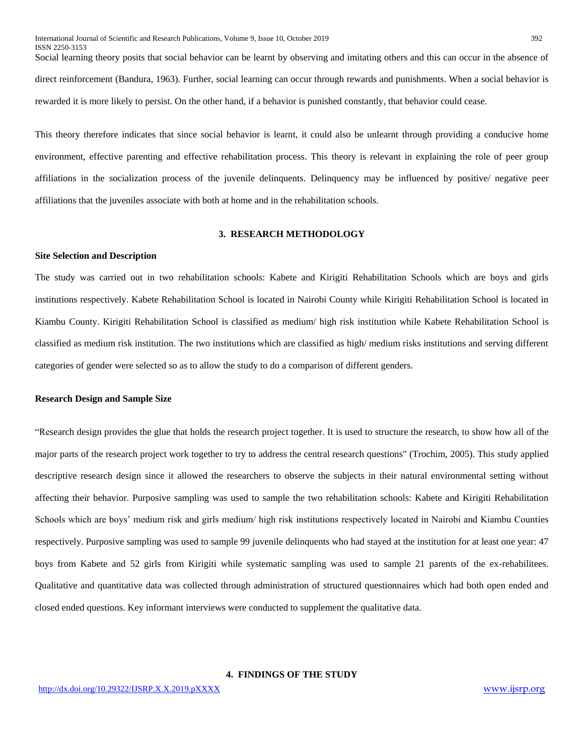Social learning theory posits that social behavior can be learnt by observing and imitating others and this can occur in the absence of direct reinforcement (Bandura, 1963). Further, social learning can occur through rewards and punishments. When a social behavior is rewarded it is more likely to persist. On the other hand, if a behavior is punished constantly, that behavior could cease.

This theory therefore indicates that since social behavior is learnt, it could also be unlearnt through providing a conducive home environment, effective parenting and effective rehabilitation process. This theory is relevant in explaining the role of peer group affiliations in the socialization process of the juvenile delinquents. Delinquency may be influenced by positive/ negative peer affiliations that the juveniles associate with both at home and in the rehabilitation schools.

## 3. RESEARCH METHODOLOGY

### Site Selection and Description

The study was carried out in two rehabilitation schools: Kabete and Kirigiti Rehabilitation Schools which are boys and girls institutions respectively. Kabete Rehabilitation School is located in Nairobi County while Kirigiti Rehabilitation School is located in Kiambu County. Kirigiti Rehabilitation School is classified as medium/ high risk institution while Kabete Rehabilitation School is classified as medium risk institution. The two institutions which are classified as high/ medium risks institutions and serving different categories of gender were selected so as to allow the study to do a comparison of different genders.

### Research Design and Sample Size

"Research design provides the glue that holds the research project together. It is used to structure the research, to show how all of the major parts of the research project work together to try to address the central research questions" (Trochim, 2005). This study applied descriptive research design since it allowed the researchers to observe the subjects in their natural environmental setting without affecting their behavior. Purposive sampling was used to sample the two rehabilitation schools: Kabete and Kirigiti Rehabilitation Schools which are boys' medium risk and girls medium/ high risk institutions respectively located in Nairobi and Kiambu Counties respectively. Purposive sampling was used to sample 99 juvenile delinquents who had stayed at the institution for at least one year: 47 boys from Kabete and 52 girls from Kirigiti while systematic sampling was used to sample 21 parents of the ex-rehabilitees. Qualitative and quantitative data was collected through administration of structured questionnaires which had both open ended and closed ended questions. Key informant interviews were conducted to supplement the qualitative data.

## 4. FINDINGS OF THE STUDY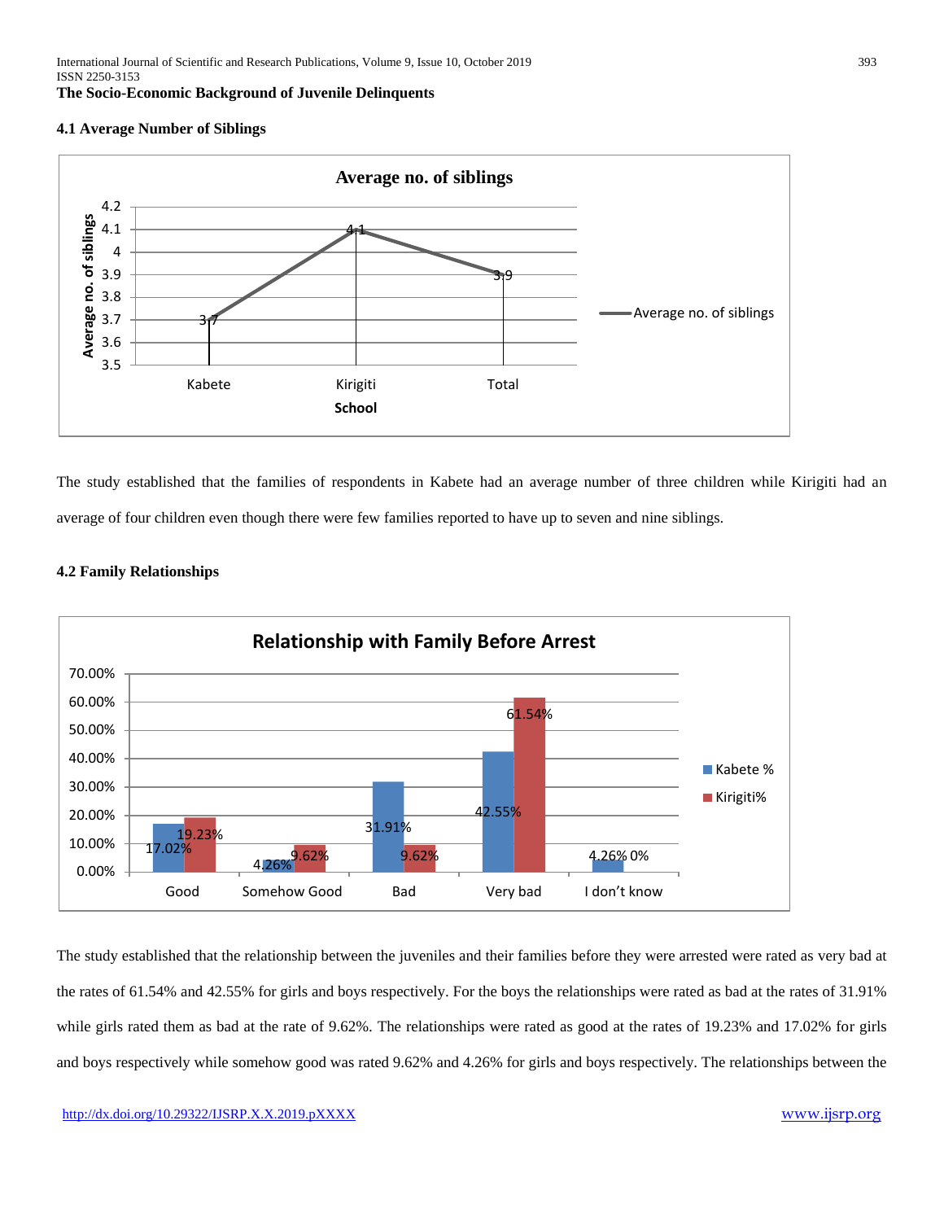**The Socio-Economic Background of Juvenile Delinquents**

#### 4.1 Average Number of Siblings

The study established that the families of respondents in Kabete had an average number of three children while Kirigiti had an average of four children even though there were few families reported to have up to seven and nine siblings.

#### 4.2 Family Relationships

The study established that the relationship between the juveniles and their families before they were arrested were rated as very bad at the rates of 61.54% and 42.55% for girls and boys respectively. For the boys the relationships were rated as bad at the rates of 31.91% while girls rated them as bad at the rate of 9.62%. The relationships were rated as good at the rates of 19.23% and 17.02% for girls and boys respectively while somehow good was rated 9.62% and 4.26% for girls and boys respectively. The relationships between the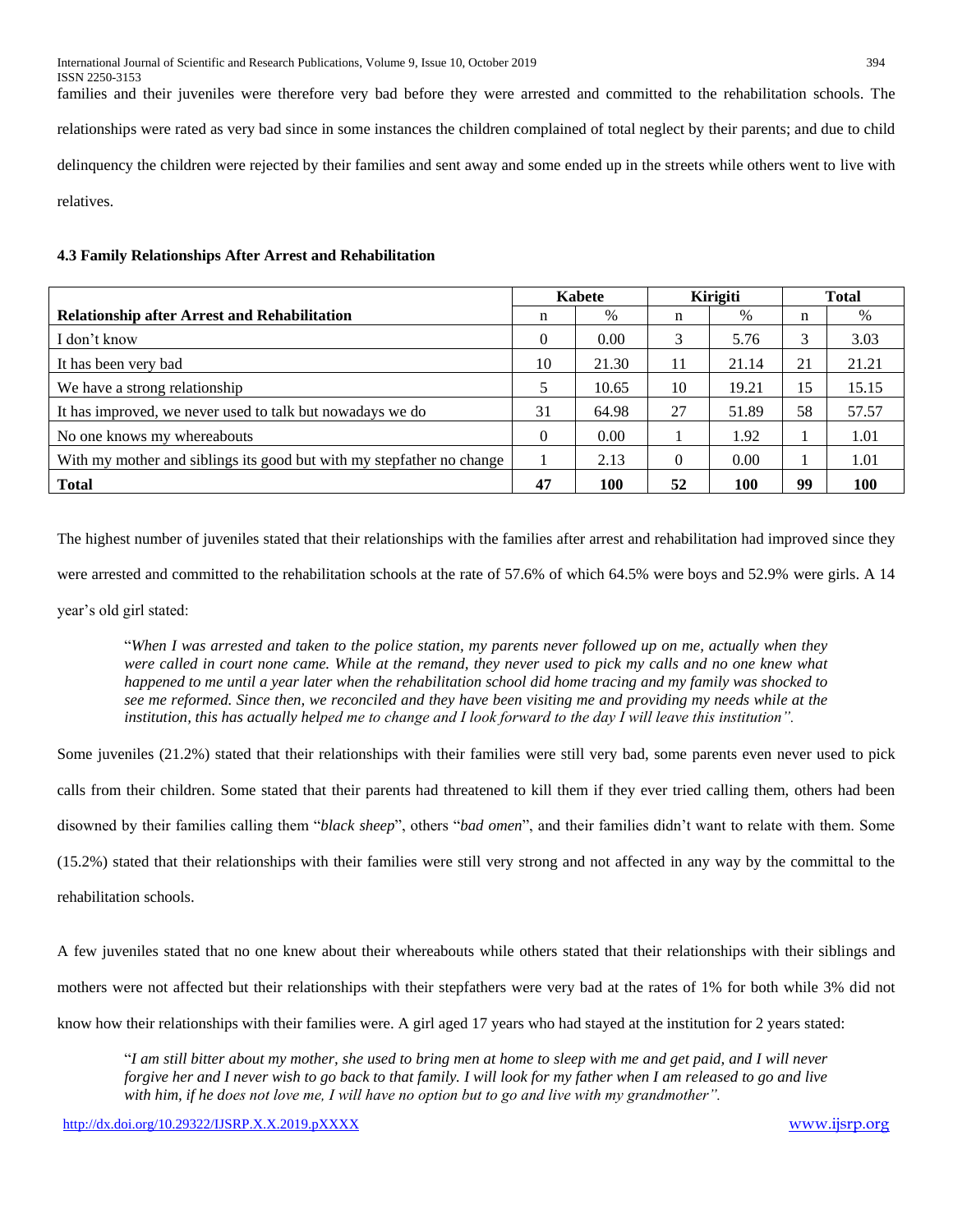families and their juveniles were therefore very bad before they were arrested and committed to the rehabilitation schools. The relationships were rated as very bad since in some instances the children complained of total neglect by their parents; and due to child delinquency the children were rejected by their families and sent away and some ended up in the streets while others went to live with relatives.

### 4.3 Family Relationships After Arrest and Rehabilitation

| | Kabete | | Kirigiti | | Total | |
|---|---|---|---|---|---|---|
| **Relationship after Arrest and Rehabilitation** | n | % | n | % | n | % |
| I don't know | 0 | 0.00 | 3 | 5.76 | 3 | 3.03 |
| It has been very bad | 10 | 21.30 | 11 | 21.14 | 21 | 21.21 |
| We have a strong relationship | 5 | 10.65 | 10 | 19.21 | 15 | 15.15 |
| It has improved, we never used to talk but nowadays we do | 31 | 64.98 | 27 | 51.89 | 58 | 57.57 |
| No one knows my whereabouts | 0 | 0.00 | 1 | 1.92 | 1 | 1.01 |
| With my mother and siblings its good but with my stepfather no change | 1 | 2.13 | 0 | 0.00 | 1 | 1.01 |
| **Total** | **47** | **100** | **52** | **100** | **99** | **100** |

The highest number of juveniles stated that their relationships with the families after arrest and rehabilitation had improved since they were arrested and committed to the rehabilitation schools at the rate of 57.6% of which 64.5% were boys and 52.9% were girls. A 14 year's old girl stated:

> "*When I was arrested and taken to the police station, my parents never followed up on me, actually when they were called in court none came. While at the remand, they never used to pick my calls and no one knew what happened to me until a year later when the rehabilitation school did home tracing and my family was shocked to see me reformed. Since then, we reconciled and they have been visiting me and providing my needs while at the institution, this has actually helped me to change and I look forward to the day I will leave this institution".*

Some juveniles (21.2%) stated that their relationships with their families were still very bad, some parents even never used to pick calls from their children. Some stated that their parents had threatened to kill them if they ever tried calling them, others had been disowned by their families calling them "*black sheep*", others "*bad omen*", and their families didn't want to relate with them. Some (15.2%) stated that their relationships with their families were still very strong and not affected in any way by the committal to the rehabilitation schools.

A few juveniles stated that no one knew about their whereabouts while others stated that their relationships with their siblings and mothers were not affected but their relationships with their stepfathers were very bad at the rates of 1% for both while 3% did not know how their relationships with their families were. A girl aged 17 years who had stayed at the institution for 2 years stated:

> "*I am still bitter about my mother, she used to bring men at home to sleep with me and get paid, and I will never forgive her and I never wish to go back to that family. I will look for my father when I am released to go and live with him, if he does not love me, I will have no option but to go and live with my grandmother".*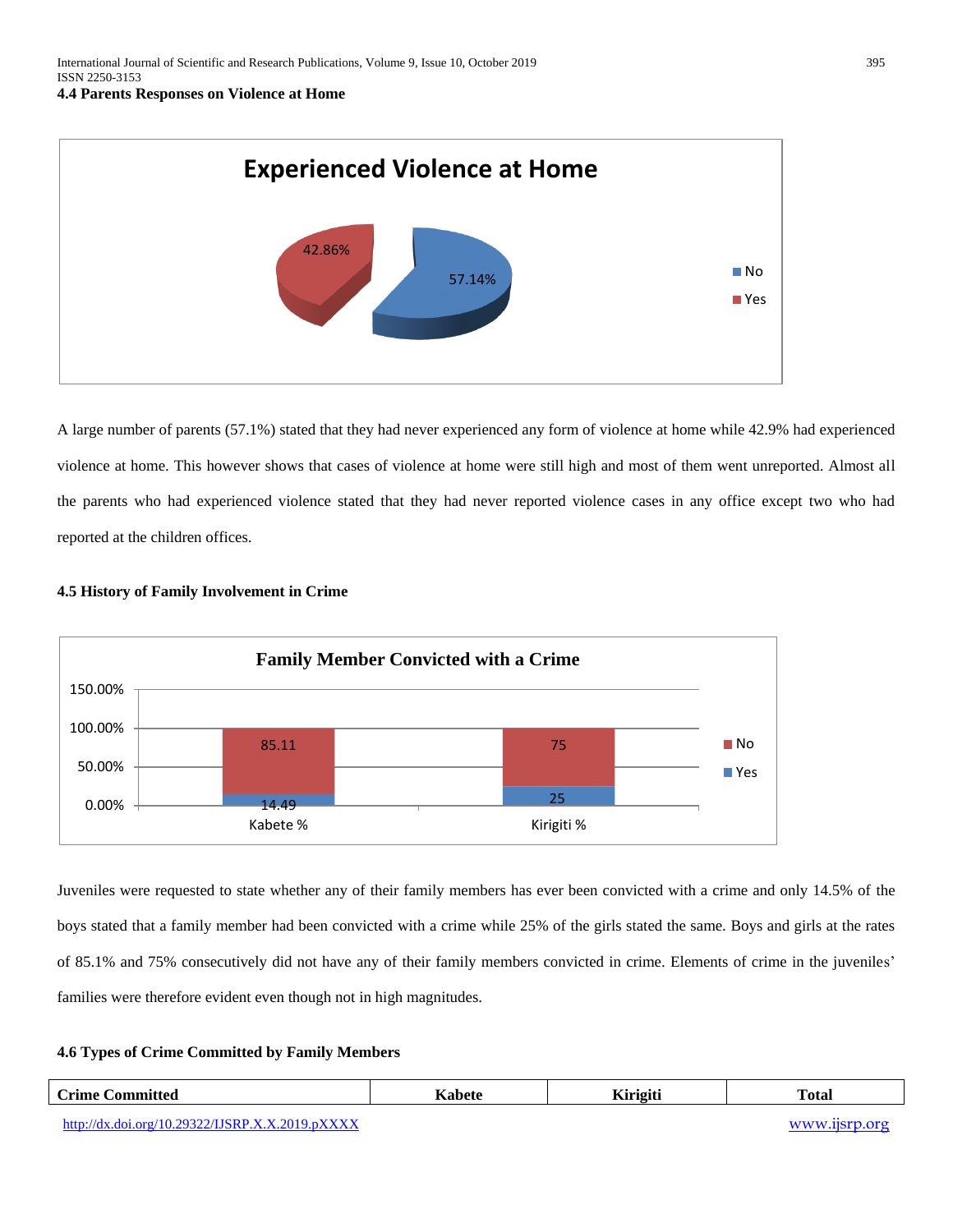### 4.4 Parents Responses on Violence at Home

A large number of parents (57.1%) stated that they had never experienced any form of violence at home while 42.9% had experienced violence at home. This however shows that cases of violence at home were still high and most of them went unreported. Almost all the parents who had experienced violence stated that they had never reported violence cases in any office except two who had reported at the children offices.

### 4.5 History of Family Involvement in Crime

Juveniles were requested to state whether any of their family members has ever been convicted with a crime and only 14.5% of the boys stated that a family member had been convicted with a crime while 25% of the girls stated the same. Boys and girls at the rates of 85.1% and 75% consecutively did not have any of their family members convicted in crime. Elements of crime in the juveniles' families were therefore evident even though not in high magnitudes.

### 4.6 Types of Crime Committed by Family Members

| Crime Committed | Kabete | Kirigiti | Total |
|---|---|---|---|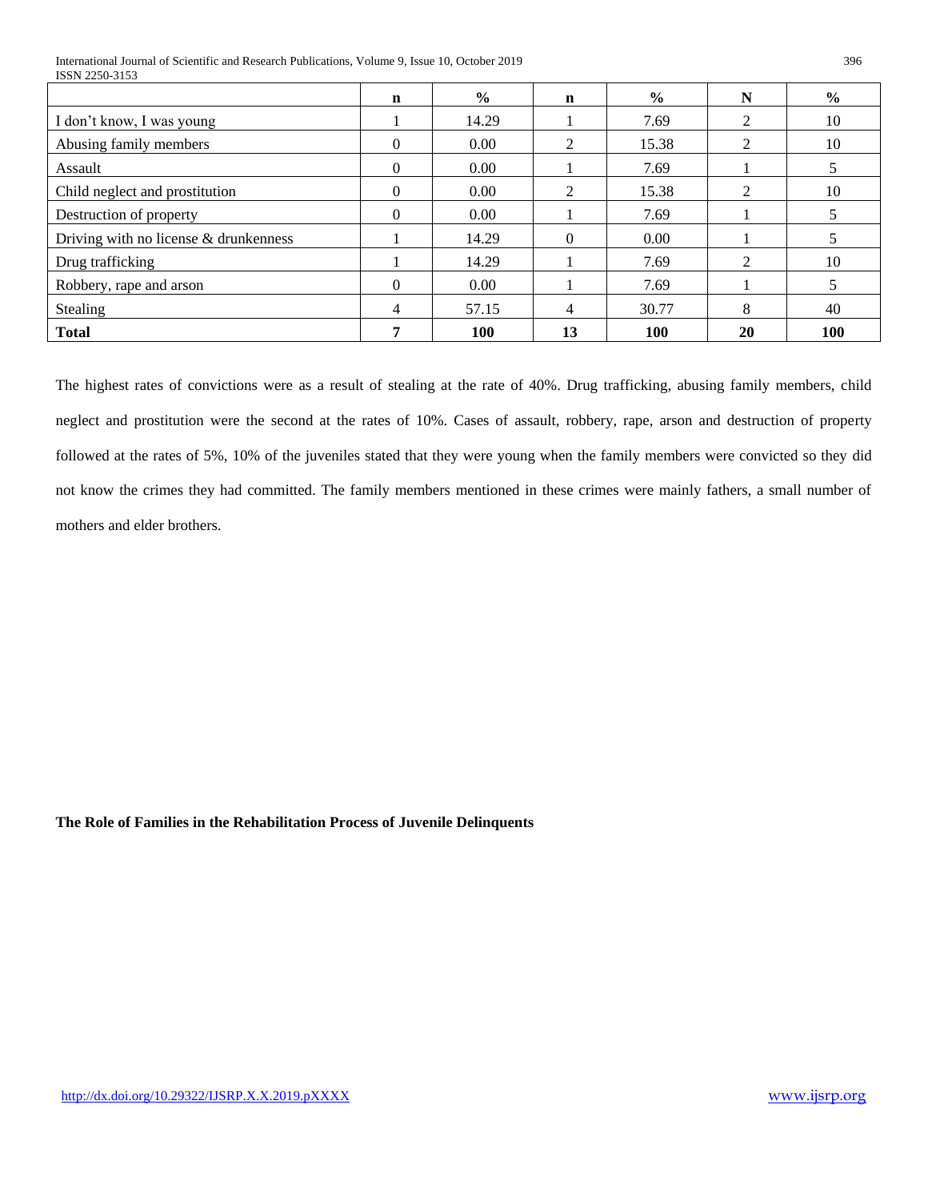| | n | % | n | % | N | % |
|---|---|---|---|---|---|---|
| I don't know, I was young | 1 | 14.29 | 1 | 7.69 | 2 | 10 |
| Abusing family members | 0 | 0.00 | 2 | 15.38 | 2 | 10 |
| Assault | 0 | 0.00 | 1 | 7.69 | 1 | 5 |
| Child neglect and prostitution | 0 | 0.00 | 2 | 15.38 | 2 | 10 |
| Destruction of property | 0 | 0.00 | 1 | 7.69 | 1 | 5 |
| Driving with no license & drunkenness | 1 | 14.29 | 0 | 0.00 | 1 | 5 |
| Drug trafficking | 1 | 14.29 | 1 | 7.69 | 2 | 10 |
| Robbery, rape and arson | 0 | 0.00 | 1 | 7.69 | 1 | 5 |
| Stealing | 4 | 57.15 | 4 | 30.77 | 8 | 40 |
| **Total** | **7** | **100** | **13** | **100** | **20** | **100** |

The highest rates of convictions were as a result of stealing at the rate of 40%. Drug trafficking, abusing family members, child neglect and prostitution were the second at the rates of 10%. Cases of assault, robbery, rape, arson and destruction of property followed at the rates of 5%, 10% of the juveniles stated that they were young when the family members were convicted so they did not know the crimes they had committed. The family members mentioned in these crimes were mainly fathers, a small number of mothers and elder brothers.

**The Role of Families in the Rehabilitation Process of Juvenile Delinquents**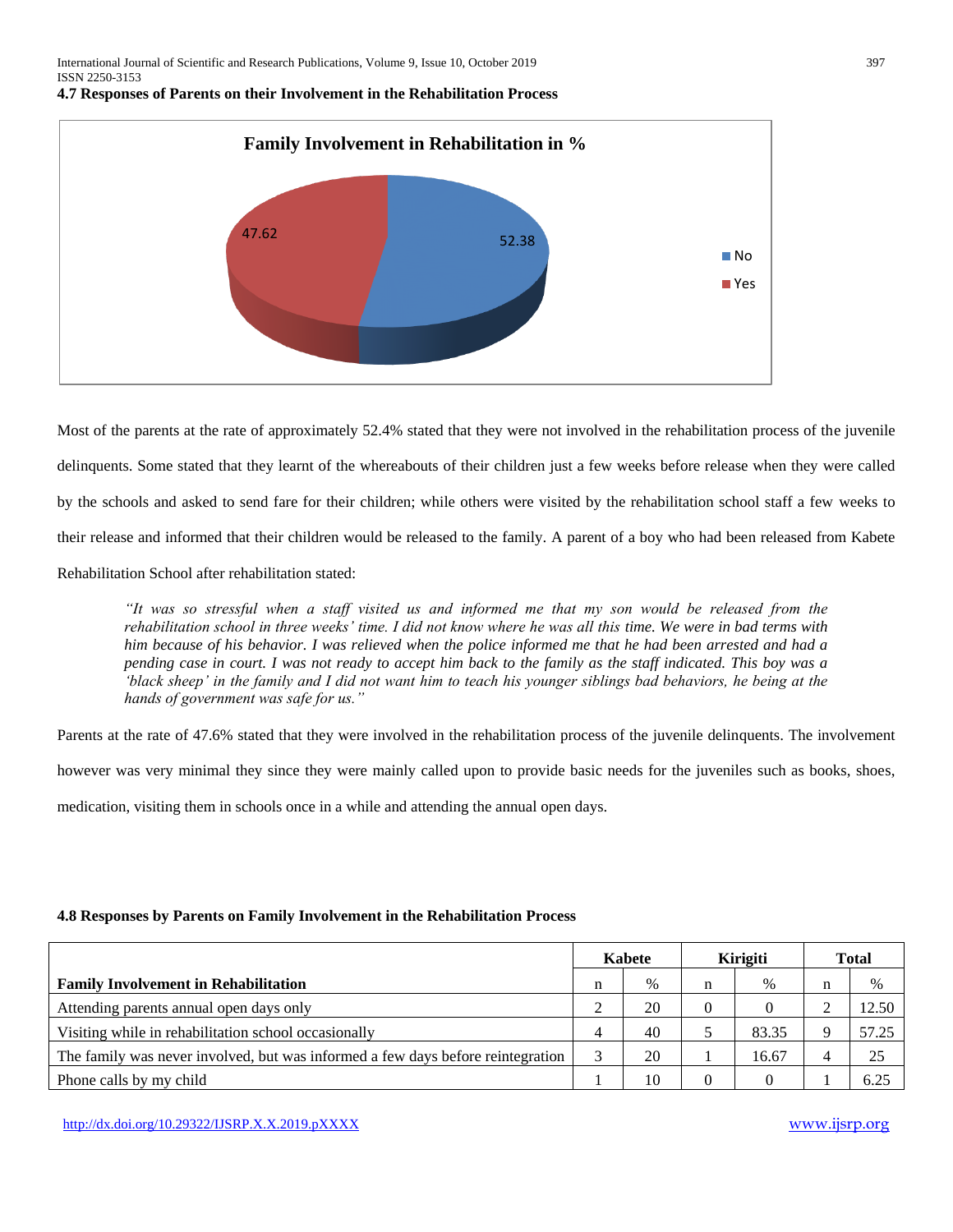**4.7 Responses of Parents on their Involvement in the Rehabilitation Process**

Most of the parents at the rate of approximately 52.4% stated that they were not involved in the rehabilitation process of the juvenile delinquents. Some stated that they learnt of the whereabouts of their children just a few weeks before release when they were called by the schools and asked to send fare for their children; while others were visited by the rehabilitation school staff a few weeks to their release and informed that their children would be released to the family. A parent of a boy who had been released from Kabete Rehabilitation School after rehabilitation stated:

> *"It was so stressful when a staff visited us and informed me that my son would be released from the rehabilitation school in three weeks' time. I did not know where he was all this time. We were in bad terms with him because of his behavior. I was relieved when the police informed me that he had been arrested and had a pending case in court. I was not ready to accept him back to the family as the staff indicated. This boy was a 'black sheep' in the family and I did not want him to teach his younger siblings bad behaviors, he being at the hands of government was safe for us."*

Parents at the rate of 47.6% stated that they were involved in the rehabilitation process of the juvenile delinquents. The involvement however was very minimal they since they were mainly called upon to provide basic needs for the juveniles such as books, shoes, medication, visiting them in schools once in a while and attending the annual open days.

**4.8 Responses by Parents on Family Involvement in the Rehabilitation Process**

| Family Involvement in Rehabilitation | Kabete | | Kirigiti | | Total | |
|---|---|---|---|---|---|---|
| | n | % | n | % | n | % |
| Attending parents annual open days only | 2 | 20 | 0 | 0 | 2 | 12.50 |
| Visiting while in rehabilitation school occasionally | 4 | 40 | 5 | 83.35 | 9 | 57.25 |
| The family was never involved, but was informed a few days before reintegration | 3 | 20 | 1 | 16.67 | 4 | 25 |
| Phone calls by my child | 1 | 10 | 0 | 0 | 1 | 6.25 |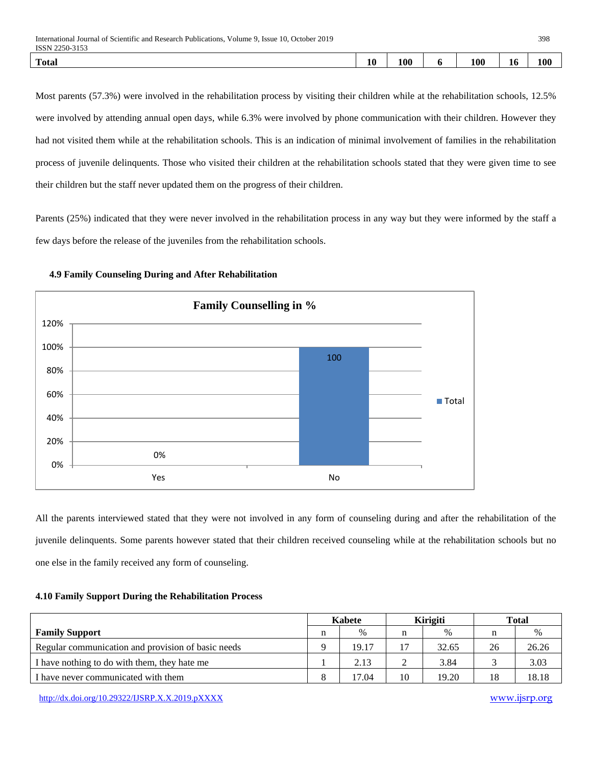| Total | 10 | 100 | 6 | 100 | 16 | 100 |
|---|---|---|---|---|---|---|

Most parents (57.3%) were involved in the rehabilitation process by visiting their children while at the rehabilitation schools, 12.5% were involved by attending annual open days, while 6.3% were involved by phone communication with their children. However they had not visited them while at the rehabilitation schools. This is an indication of minimal involvement of families in the rehabilitation process of juvenile delinquents. Those who visited their children at the rehabilitation schools stated that they were given time to see their children but the staff never updated them on the progress of their children.

Parents (25%) indicated that they were never involved in the rehabilitation process in any way but they were informed by the staff a few days before the release of the juveniles from the rehabilitation schools.

### 4.9 Family Counseling During and After Rehabilitation

**Family Counselling in %**

| | Total |
|---|---|
| Yes | 0% |
| No | 100 |

All the parents interviewed stated that they were not involved in any form of counseling during and after the rehabilitation of the juvenile delinquents. Some parents however stated that their children received counseling while at the rehabilitation schools but no one else in the family received any form of counseling.

### 4.10 Family Support During the Rehabilitation Process

| Family Support | Kabete | | Kirigiti | | Total | |
|---|---|---|---|---|---|---|
| | n | % | n | % | n | % |
| Regular communication and provision of basic needs | 9 | 19.17 | 17 | 32.65 | 26 | 26.26 |
| I have nothing to do with them, they hate me | 1 | 2.13 | 2 | 3.84 | 3 | 3.03 |
| I have never communicated with them | 8 | 17.04 | 10 | 19.20 | 18 | 18.18 |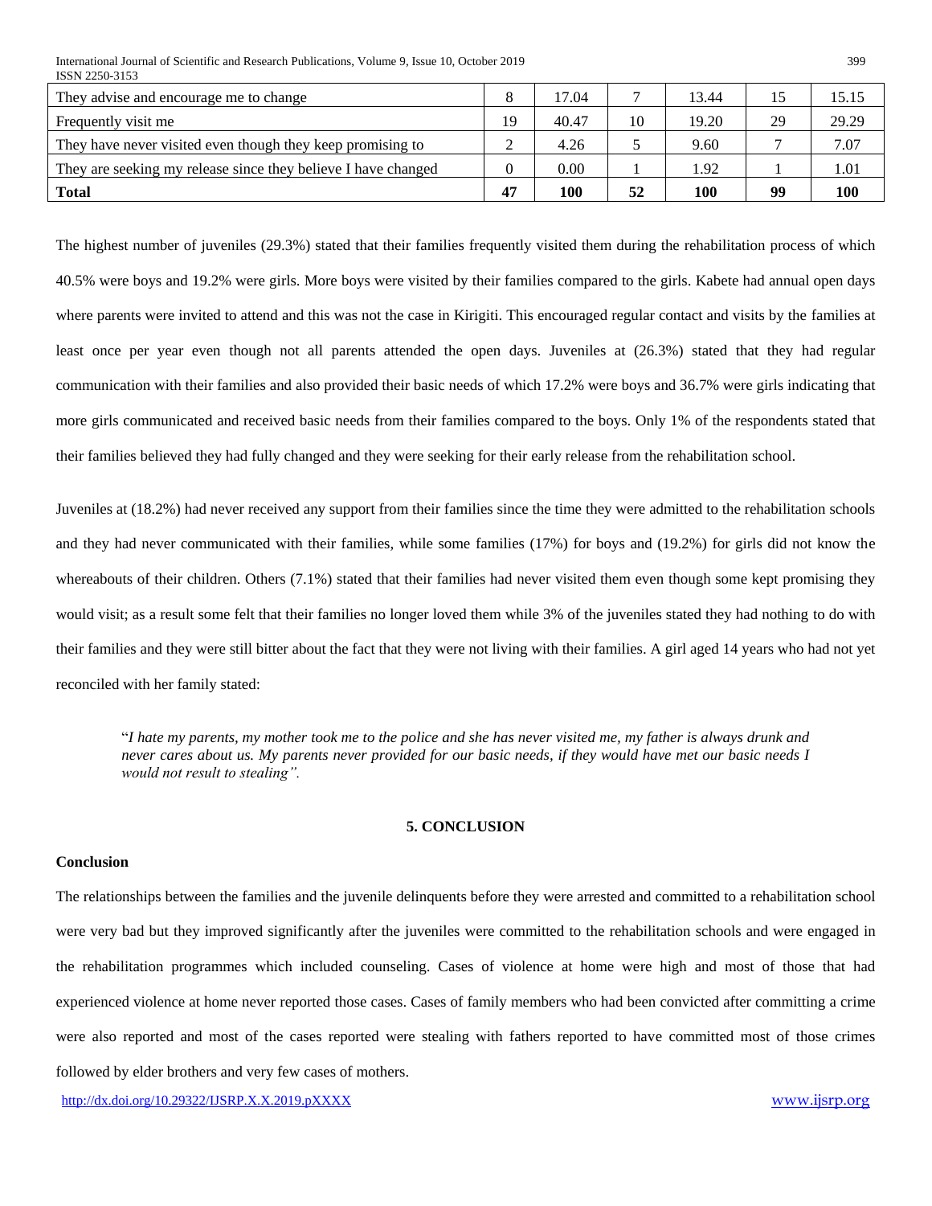| They advise and encourage me to change | 8 | 17.04 | 7 | 13.44 | 15 | 15.15 |
|---|---|---|---|---|---|---|
| Frequently visit me | 19 | 40.47 | 10 | 19.20 | 29 | 29.29 |
| They have never visited even though they keep promising to | 2 | 4.26 | 5 | 9.60 | 7 | 7.07 |
| They are seeking my release since they believe I have changed | 0 | 0.00 | 1 | 1.92 | 1 | 1.01 |
| **Total** | **47** | **100** | **52** | **100** | **99** | **100** |

The highest number of juveniles (29.3%) stated that their families frequently visited them during the rehabilitation process of which 40.5% were boys and 19.2% were girls. More boys were visited by their families compared to the girls. Kabete had annual open days where parents were invited to attend and this was not the case in Kirigiti. This encouraged regular contact and visits by the families at least once per year even though not all parents attended the open days. Juveniles at (26.3%) stated that they had regular communication with their families and also provided their basic needs of which 17.2% were boys and 36.7% were girls indicating that more girls communicated and received basic needs from their families compared to the boys. Only 1% of the respondents stated that their families believed they had fully changed and they were seeking for their early release from the rehabilitation school.

Juveniles at (18.2%) had never received any support from their families since the time they were admitted to the rehabilitation schools and they had never communicated with their families, while some families (17%) for boys and (19.2%) for girls did not know the whereabouts of their children. Others (7.1%) stated that their families had never visited them even though some kept promising they would visit; as a result some felt that their families no longer loved them while 3% of the juveniles stated they had nothing to do with their families and they were still bitter about the fact that they were not living with their families. A girl aged 14 years who had not yet reconciled with her family stated:

> "*I hate my parents, my mother took me to the police and she has never visited me, my father is always drunk and never cares about us. My parents never provided for our basic needs, if they would have met our basic needs I would not result to stealing".*

## 5. CONCLUSION

### Conclusion

The relationships between the families and the juvenile delinquents before they were arrested and committed to a rehabilitation school were very bad but they improved significantly after the juveniles were committed to the rehabilitation schools and were engaged in the rehabilitation programmes which included counseling. Cases of violence at home were high and most of those that had experienced violence at home never reported those cases. Cases of family members who had been convicted after committing a crime were also reported and most of the cases reported were stealing with fathers reported to have committed most of those crimes followed by elder brothers and very few cases of mothers.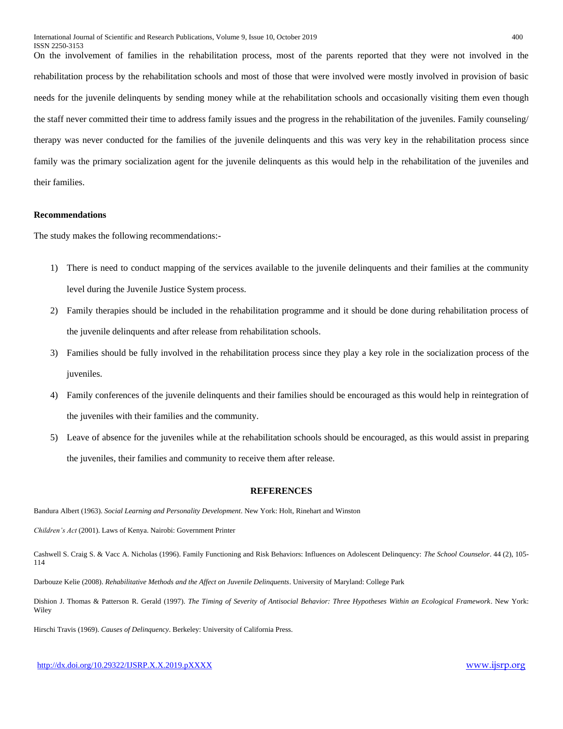On the involvement of families in the rehabilitation process, most of the parents reported that they were not involved in the rehabilitation process by the rehabilitation schools and most of those that were involved were mostly involved in provision of basic needs for the juvenile delinquents by sending money while at the rehabilitation schools and occasionally visiting them even though the staff never committed their time to address family issues and the progress in the rehabilitation of the juveniles. Family counseling/ therapy was never conducted for the families of the juvenile delinquents and this was very key in the rehabilitation process since family was the primary socialization agent for the juvenile delinquents as this would help in the rehabilitation of the juveniles and their families.

**Recommendations**

The study makes the following recommendations:-

1) There is need to conduct mapping of the services available to the juvenile delinquents and their families at the community level during the Juvenile Justice System process.
2) Family therapies should be included in the rehabilitation programme and it should be done during rehabilitation process of the juvenile delinquents and after release from rehabilitation schools.
3) Families should be fully involved in the rehabilitation process since they play a key role in the socialization process of the juveniles.
4) Family conferences of the juvenile delinquents and their families should be encouraged as this would help in reintegration of the juveniles with their families and the community.
5) Leave of absence for the juveniles while at the rehabilitation schools should be encouraged, as this would assist in preparing the juveniles, their families and community to receive them after release.

## REFERENCES

Bandura Albert (1963). *Social Learning and Personality Development*. New York: Holt, Rinehart and Winston

*Children's Act* (2001). Laws of Kenya. Nairobi: Government Printer

Cashwell S. Craig S. & Vacc A. Nicholas (1996). Family Functioning and Risk Behaviors: Influences on Adolescent Delinquency: *The School Counselor*. 44 (2), 105-114

Darbouze Kelie (2008). *Rehabilitative Methods and the Affect on Juvenile Delinquents*. University of Maryland: College Park

Dishion J. Thomas & Patterson R. Gerald (1997). *The Timing of Severity of Antisocial Behavior: Three Hypotheses Within an Ecological Framework*. New York: Wiley

Hirschi Travis (1969). *Causes of Delinquency*. Berkeley: University of California Press.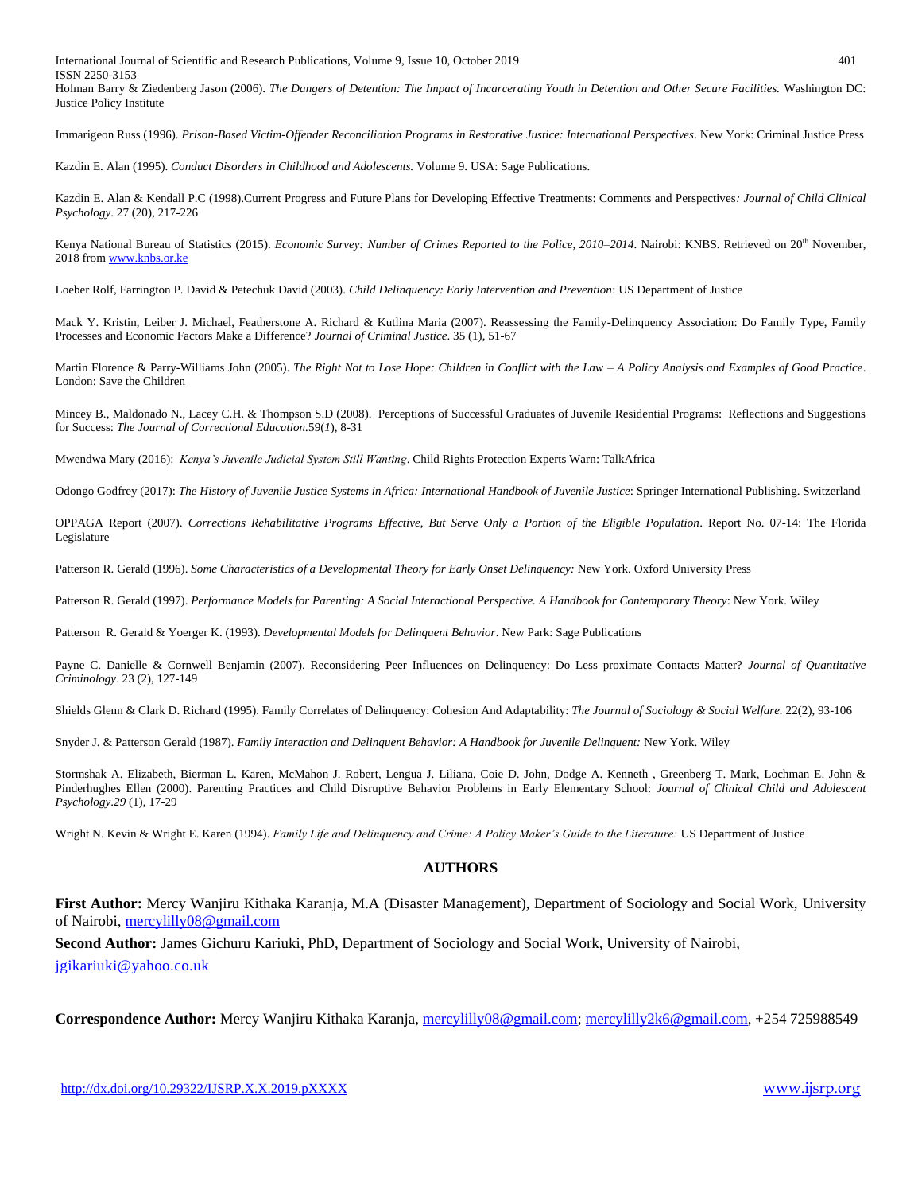Holman Barry & Ziedenberg Jason (2006). *The Dangers of Detention: The Impact of Incarcerating Youth in Detention and Other Secure Facilities.* Washington DC: Justice Policy Institute

Immarigeon Russ (1996). *Prison-Based Victim-Offender Reconciliation Programs in Restorative Justice: International Perspectives*. New York: Criminal Justice Press

Kazdin E. Alan (1995). *Conduct Disorders in Childhood and Adolescents.* Volume 9. USA: Sage Publications.

Kazdin E. Alan & Kendall P.C (1998).Current Progress and Future Plans for Developing Effective Treatments: Comments and Perspectives*: Journal of Child Clinical Psychology*. 27 (20), 217-226

Kenya National Bureau of Statistics (2015). *Economic Survey: Number of Crimes Reported to the Police, 2010–2014*. Nairobi: KNBS. Retrieved on 20th November, 2018 from www.knbs.or.ke

Loeber Rolf, Farrington P. David & Petechuk David (2003). *Child Delinquency: Early Intervention and Prevention*: US Department of Justice

Mack Y. Kristin, Leiber J. Michael, Featherstone A. Richard & Kutlina Maria (2007). Reassessing the Family-Delinquency Association: Do Family Type, Family Processes and Economic Factors Make a Difference? *Journal of Criminal Justice*. 35 (1), 51-67

Martin Florence & Parry-Williams John (2005). *The Right Not to Lose Hope: Children in Conflict with the Law – A Policy Analysis and Examples of Good Practice*. London: Save the Children

Mincey B., Maldonado N., Lacey C.H. & Thompson S.D (2008). Perceptions of Successful Graduates of Juvenile Residential Programs: Reflections and Suggestions for Success: *The Journal of Correctional Education*.59(*1*), 8-31

Mwendwa Mary (2016): *Kenya's Juvenile Judicial System Still Wanting*. Child Rights Protection Experts Warn: TalkAfrica

Odongo Godfrey (2017): *The History of Juvenile Justice Systems in Africa: International Handbook of Juvenile Justice*: Springer International Publishing. Switzerland

OPPAGA Report (2007). *Corrections Rehabilitative Programs Effective, But Serve Only a Portion of the Eligible Population*. Report No. 07-14: The Florida Legislature

Patterson R. Gerald (1996). *Some Characteristics of a Developmental Theory for Early Onset Delinquency:* New York. Oxford University Press

Patterson R. Gerald (1997). *Performance Models for Parenting: A Social Interactional Perspective. A Handbook for Contemporary Theory*: New York. Wiley

Patterson R. Gerald & Yoerger K. (1993). *Developmental Models for Delinquent Behavior*. New Park: Sage Publications

Payne C. Danielle & Cornwell Benjamin (2007). Reconsidering Peer Influences on Delinquency: Do Less proximate Contacts Matter? *Journal of Quantitative Criminology*. 23 (2), 127-149

Shields Glenn & Clark D. Richard (1995). Family Correlates of Delinquency: Cohesion And Adaptability: *The Journal of Sociology & Social Welfare.* 22(2), 93-106

Snyder J. & Patterson Gerald (1987). *Family Interaction and Delinquent Behavior: A Handbook for Juvenile Delinquent:* New York. Wiley

Stormshak A. Elizabeth, Bierman L. Karen, McMahon J. Robert, Lengua J. Liliana, Coie D. John, Dodge A. Kenneth , Greenberg T. Mark, Lochman E. John & Pinderhughes Ellen (2000). Parenting Practices and Child Disruptive Behavior Problems in Early Elementary School: *Journal of Clinical Child and Adolescent Psychology*.*29* (1), 17-29

Wright N. Kevin & Wright E. Karen (1994). *Family Life and Delinquency and Crime: A Policy Maker's Guide to the Literature:* US Department of Justice

## AUTHORS

**First Author:** Mercy Wanjiru Kithaka Karanja, M.A (Disaster Management), Department of Sociology and Social Work, University of Nairobi, mercylilly08@gmail.com

**Second Author:** James Gichuru Kariuki, PhD, Department of Sociology and Social Work, University of Nairobi, jgikariuki@yahoo.co.uk

**Correspondence Author:** Mercy Wanjiru Kithaka Karanja, mercylilly08@gmail.com; mercylilly2k6@gmail.com, +254 725988549